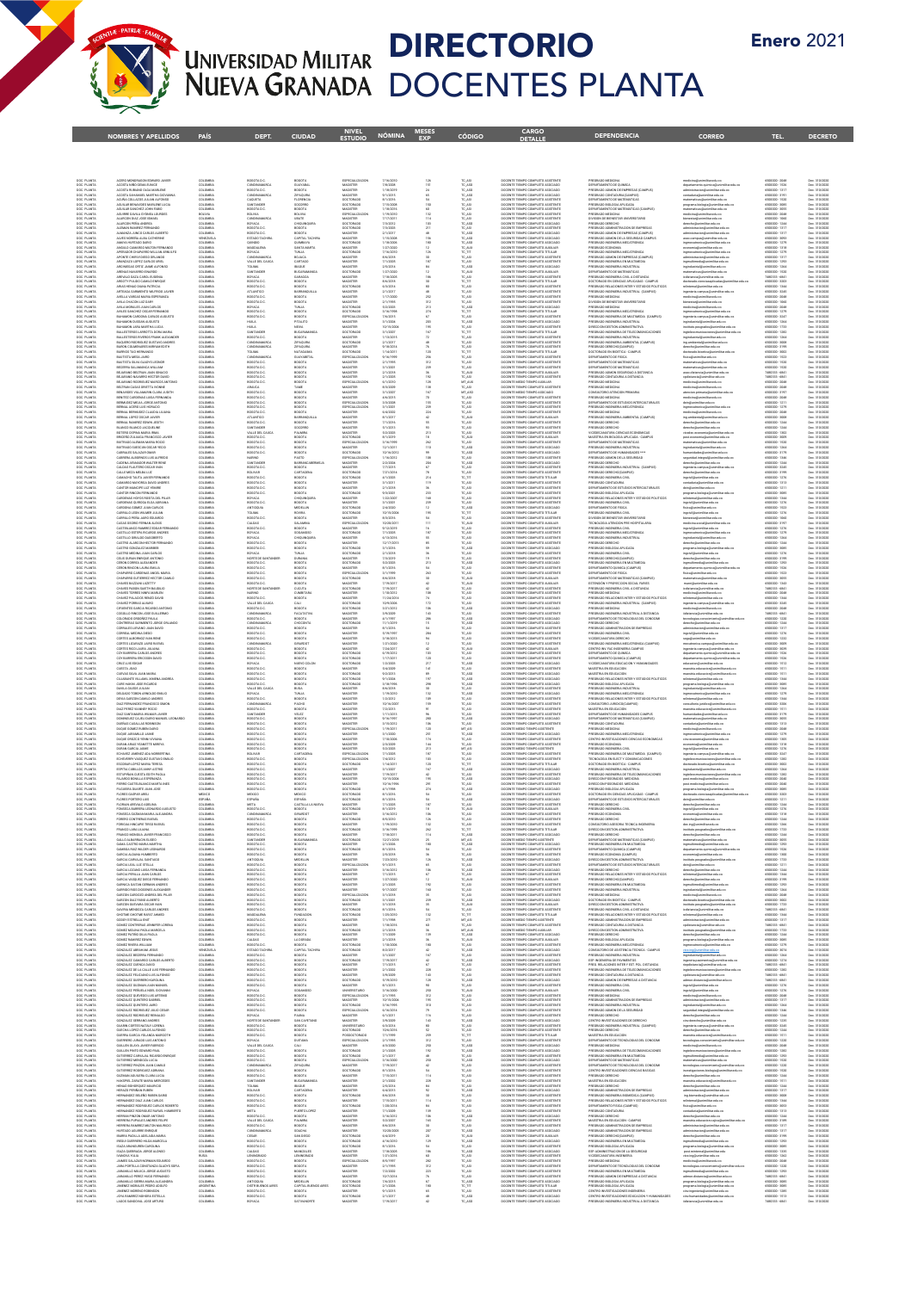# UNIVERSIDAD MILITAR NUEVA GRANADA

# DIRECTORIO DOCENTES PLANTA

**Enero 2021**

| NOMBRES Y APELLIDOS | PAÍS | DEPT. | CIUDAD | NIVEL ESTUDIO | NÓMINA | MESES EXP | CÓDIGO | CARGO DETALLE | DEPENDENCIA | CORREO | TEL. | DECRETO |
|---|---|---|---|---|---|---|---|---|---|---|---|---|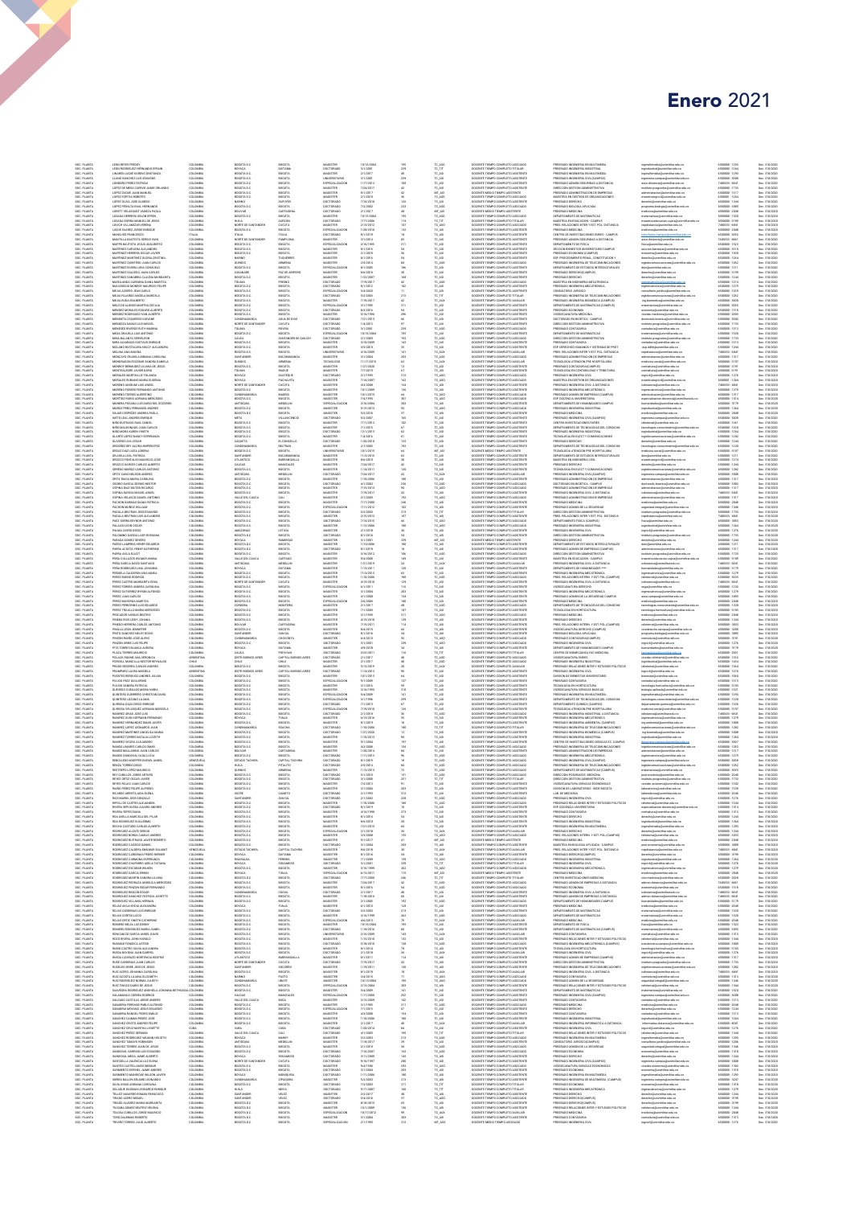# Enero 2021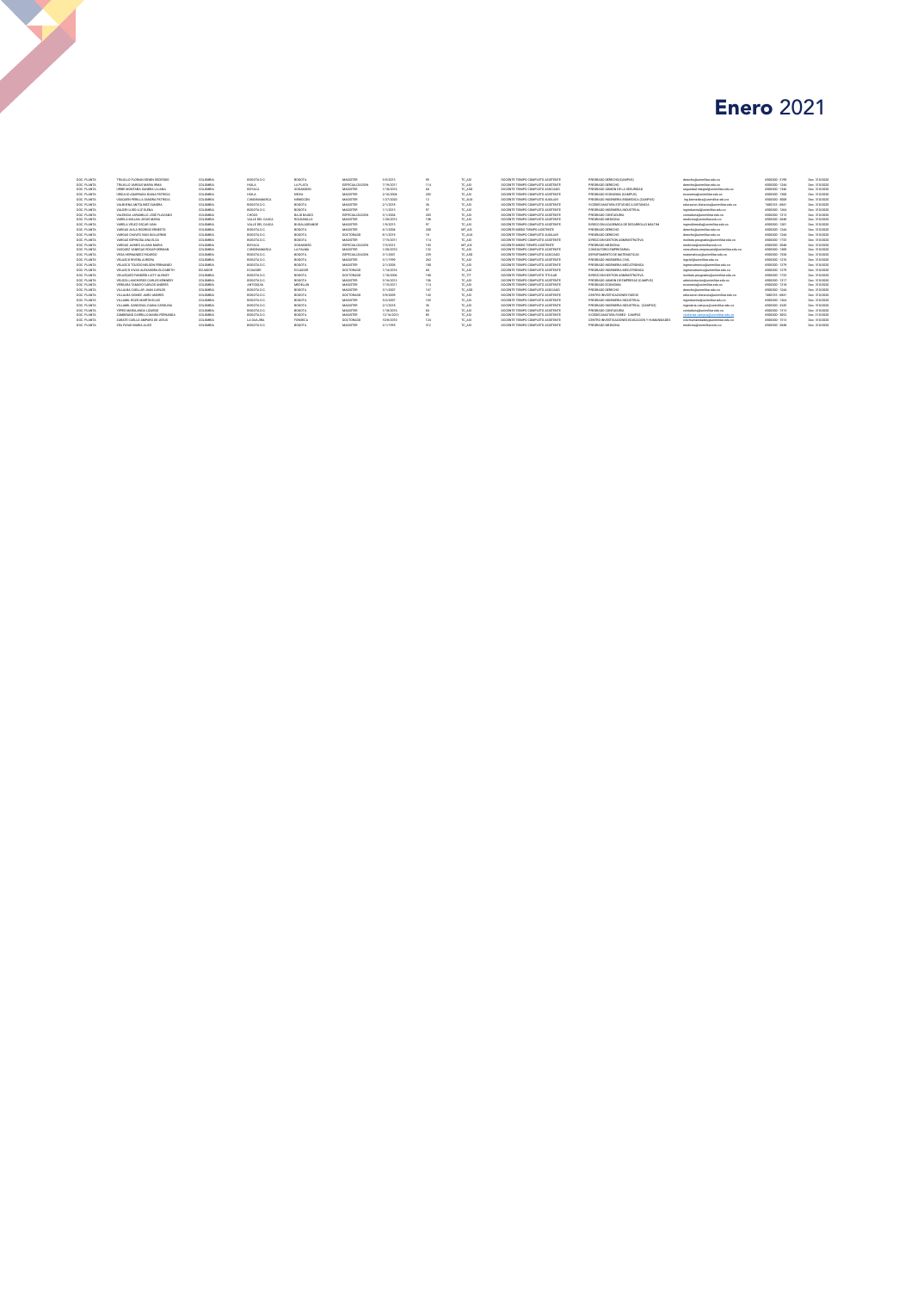# **Enero** 2021

| | | | | | | | | | | | | |
|---|---|---|---|---|---|---|---|---|---|---|---|---|
| DOC. PLANTA | TRUJILLO FLOREZ EDWIN ESCOBAR | COLOMBIA | BOGOTA D.C. | BOGOTA | MAGISTER | 3/9/2015 | 90 | TC_A3 | DOCENTE TIEMPO COMPLETO ASISTENTE | PREGRADO DERECHO(CAMPUS) | derecho@unimilitar.edu.co | 6500000 - 3199 | Dec. 31/2020 |
| DOC. PLANTA | TRUJILLO VARGAS MARIA IRMA | COLOMBIA | HUILA | LA PLATA | ESPECIALIZACION | 7/19/2011 | 114 | TC_A3 | DOCENTE TIEMPO COMPLETO ASISTENTE | PREGRADO DERECHO | derecho@unimilitar.edu.co | 6500000 - 1244 | Dec. 31/2020 |
| DOC. PLANTA | URIBE MONTAÑA SANDRA LILIANA | COLOMBIA | BOYACA | SOGAMOSO | MAGISTER | 1/18/2016 | 60 | TC_ASB | DOCENTE TIEMPO COMPLETO ASOCIADO | PREGRADO ADMON DE LA SEGURIDAD | seguridad.integral@unimilitar.edu.co | 6500000 - 1586 | Dec. 31/2020 |
| DOC. PLANTA | URQUIJO ARAMENDIZ DIANA PATRICIA | COLOMBIA | HUILA | NEIVA | MAGISTER | 2/16/2006 | 200 | TC_A3 | DOCENTE TIEMPO COMPLETO ASISTENTE | PREGRADO ECONOMIA (CAMPUS) | economia@unimilitar.edu.co | 6500000 - 1500 | Dec. 31/2020 |
| DOC. PLANTA | USAQUEN PERILLA SANDRA PATRICIA | COLOMBIA | CUNDINAMARCA | MOSQUERA | MAGISTER | 1/27/2020 | 12 | TC_AU3 | DOCENTE TIEMPO COMPLETO AUXILIAR | PREGRADO INGENIERIA BIOMEDICA (CAMPUS) | ing.biomedica@unimilitar.edu.co | 6500000 - 3009 | Dec. 31/2020 |
| DOC. PLANTA | VALBUENA ANTOLINEZ SANDRA | COLOMBIA | BOGOTA D.C. | BOGOTA | MAGISTER | 2/1/2010 | 96 | TC_A3 | DOCENTE TIEMPO COMPLETO ASISTENTE | VICERECTORIA DE ESTUDIOS A DISTANCIA | educacion.distancia@unimilitar.edu.co | 7480333 - 6847 | Dec. 31/2020 |
| DOC. PLANTA | VALDERI LLAID LUZ ELENA | COLOMBIA | BOGOTA D.C. | BOGOTA | MAGISTER | 1/1/2015 | 97 | TC_A3 | DOCENTE TIEMPO COMPLETO ASISTENTE | PREGRADO INGENIERIA INDUSTRIAL | ingindustrial@unimilitar.edu.co | 6500000 - 1264 | Dec. 31/2020 |
| DOC. PLANTA | VALENCIA JARAMILLO JOSE FLAVIANO | COLOMBIA | CHOCO | BAJO BAUDO | ESPECIALIZACION | 5/1/2006 | 200 | TC_A3 | DOCENTE TIEMPO COMPLETO ASISTENTE | PREGRADO CONTADURIA | contaduria@unimilitar.edu.co | 6500000 - 1313 | Dec. 31/2020 |
| DOC. PLANTA | VARELA MILLAN JESUS MARIA | COLOMBIA | VALLE DEL CAUCA | ROLDANILLO | MAGISTER | 1/20/2010 | 138 | TC_A3 | DOCENTE TIEMPO COMPLETO ASISTENTE | PREGRADO MEDICINA | medicina@unimilitar.edu.co | 6500000 - 2048 | Dec. 31/2020 |
| DOC. PLANTA | VARELA VELEZ OSCAR IVAN | COLOMBIA | VALLE DEL CAUCA | BUGALAGRANDE | MAGISTER | 1/9/2015 | 97 | TC_A3 | DOCENTE TIEMPO COMPLETO ASISTENTE | DIRECCION ACADEMICA DE DESARROLLO MULTIM | ingmultimedia@unimilitar.edu.co | 6500000 - 1581 | Dec. 31/2020 |
| DOC. PLANTA | VARGAS AVILA RODRIGO ERNESTO | COLOMBIA | BOGOTA D.C. | BOGOTA | MAGISTER | 8/1/2006 | 200 | MT_A3 | DOCENTE MEDIO TIEMPO ASISTENTE | PREGRADO DERECHO | derecho@unimilitar.edu.co | 6500000 - 1244 | Dec. 31/2020 |
| DOC. PLANTA | VARGAS CHIARTE IVAN GUILLERMO | COLOMBIA | BOGOTA D.C. | BOGOTA | DOCTORADO | 8/1/2019 | 16 | TC_AU3 | DOCENTE TIEMPO COMPLETO AUXILIAR | PREGRADO DERECHO | derecho@unimilitar.edu.co | 6500000 - 1244 | Dec. 31/2020 |
| DOC. PLANTA | VARGAS ESPINOSA ANA ELISA | COLOMBIA | BOGOTA D.C. | BOGOTA | MAGISTER | 7/15/2011 | 114 | TC_A3 | DOCENTE TIEMPO COMPLETO ASISTENTE | DIRECCION GESTION ADMINISTRATIVA | institute.posgrados@unimilitar.edu.co | 6500000 - 1733 | Dec. 31/2020 |
| DOC. PLANTA | VARGAS JAIMES LILIANA MARIA | COLOMBIA | BOYACA | SOGAMOSO | ESPECIALIZACION | 7/3/2011 | 130 | MT_A3 | DOCENTE MEDIO TIEMPO ASISTENTE | PREGRADO MEDICINA | medicina@unimilitar.edu.co | 6500000 - 2048 | Dec. 31/2020 |
| DOC. PLANTA | VASQUEZ VANEGAS EDGAR GERMAN | COLOMBIA | CUNDINAMARCA | LA PALMA | MAGISTER | 1/28/2010 | 132 | TC_A3 | DOCENTE TIEMPO COMPLETO ASISTENTE | CONSULTORIO EMPRESARIAL | consultorio.empresarial@unimilitar.edu.co | 6500000 - 1859 | Dec. 31/2020 |
| DOC. PLANTA | VEGA HERNANDEZ RICARDO | COLOMBIA | BOGOTA D.C. | BOGOTA | ESPECIALIZACION | 3/1/2001 | 239 | TC_ASB | DOCENTE TIEMPO COMPLETO ASOCIADO | DEPARTAMENTO DE MATEMATICAS | matematicas@unimilitar.edu.co | 6500000 - 1520 | Dec. 31/2020 |
| DOC. PLANTA | VELASCO RIVERA AURORA | COLOMBIA | BOGOTA D.C. | BOGOTA | MAGISTER | 3/1/1998 | 264 | TC_A3 | DOCENTE TIEMPO COMPLETO ASISTENTE | PREGRADO INGENIERIA CIVIL | ingcivil@unimilitar.edu.co | 6500000 - 1276 | Dec. 31/2020 |
| DOC. PLANTA | VELASCO TOLEDO NELSON FERNANDO | COLOMBIA | BOGOTA D.C. | BOGOTA | MAGISTER | 2/1/2006 | 188 | TC_A3 | DOCENTE TIEMPO COMPLETO ASISTENTE | PREGRADO INGENIERIA MECATRONICA | ingmecatronica@unimilitar.edu.co | 6500000 - 1279 | Dec. 31/2020 |
| DOC. PLANTA | VELASCO VIVAS ALEXANDRA ELIZABETH | ECUADOR | ECUADOR | ECUADOR | DOCTORADO | 1/16/2016 | 60 | TC_A3 | DOCENTE TIEMPO COMPLETO ASISTENTE | PREGRADO INGENIERIA MECATRONICA | ingmecatronica@unimilitar.edu.co | 6500000 - 1279 | Dec. 31/2020 |
| DOC. PLANTA | VELASQUEZ PANERSO LAUTY ALONDY | COLOMBIA | BOGOTA D.C. | BOGOTA | DOCTORADO | 1/18/2006 | 180 | TC_T7 | DOCENTE TIEMPO COMPLETO TITULAR | DIRECCION GESTION ADMINISTRATIVA | institute.posgrados@unimilitar.edu.co | 6500000 - 1733 | Dec. 31/2020 |
| DOC. PLANTA | VELEZA LANCHEROS CARLOS KENNEDY | COLOMBIA | BOGOTA D.C. | BOGOTA | MAGISTER | 3/16/2012 | 108 | TC_A3 | DOCENTE TIEMPO COMPLETO ASISTENTE | PREGRADO ADMON DE EMPRESAS (CAMPUS) | administracion@unimilitar.edu.co | 6500000 - 1317 | Dec. 31/2020 |
| DOC. PLANTA | VERGARA TAMAYO CARLOS ANDRES | COLOMBIA | ANTIOQUIA | MEDELLIN | MAGISTER | 7/13/2011 | 114 | TC_A3 | DOCENTE TIEMPO COMPLETO ASISTENTE | PREGRADO ECONOMIA | economia@unimilitar.edu.co | 6500000 - 1318 | Dec. 31/2020 |
| DOC. PLANTA | VILLALBA CUELLAR JUAN CARLOS | COLOMBIA | BOGOTA D.C. | BOGOTA | MAGISTER | 3/1/2007 | 167 | TC_ASB | DOCENTE TIEMPO COMPLETO ASOCIADO | PREGRADO DERECHO | derecho@unimilitar.edu.co | 6500000 - 1244 | Dec. 31/2020 |
| DOC. PLANTA | VILLALBA GOMEZ JAIRO ANDRES | COLOMBIA | BOGOTA D.C. | BOGOTA | DOCTORADO | 3/9/2009 | 143 | TC_A3 | DOCENTE TIEMPO COMPLETO ASISTENTE | CENTRO INVESTIGACIONES FAEDIS | educacion.distancia@unimilitar.edu.co | 7480333 - 6851 | Dec. 31/2020 |
| DOC. PLANTA | VILLAMIL RICO MARTHA ELSA | COLOMBIA | BOGOTA D.C. | BOGOTA | MAGISTER | 3/2/2007 | 169 | TC_A3 | DOCENTE TIEMPO COMPLETO ASISTENTE | PREGRADO INGENIERIA INDUSTRIAL | ingindustrial@unimilitar.edu.co | 6500000 - 1264 | Dec. 31/2020 |
| DOC. PLANTA | VILLAMIL SANDOVAL DIANA CAROLINA | COLOMBIA | BOGOTA D.C. | BOGOTA | MAGISTER | 2/1/2019 | 96 | TC_A3 | DOCENTE TIEMPO COMPLETO ASISTENTE | PREGRADO INGENIERIA INDUSTRIAL (CAMPUS) | ingenieria.campus@unimilitar.edu.co | 6500000 - 3245 | Dec. 31/2020 |
| DOC. PLANTA | YEPES MARULANDA LIDARIS | COLOMBIA | BOGOTA D.C. | BOGOTA | MAGISTER | 1/18/2016 | 60 | TC_A3 | DOCENTE TIEMPO COMPLETO ASISTENTE | PREGRADO CONTADURIA | contaduria@unimilitar.edu.co | 6500000 - 1313 | Dec. 31/2020 |
| DOC. PLANTA | ZAMBRANO CARRILLO SARA FERNANDA | COLOMBIA | BOGOTA D.C. | BOGOTA | MAGISTER | 12/16/2013 | 85 | TC_A3 | DOCENTE TIEMPO COMPLETO ASISTENTE | VICERECTORIA FAMRS - CAMPUS | vicefamrs.campus@unimilitar.edu.co | 6500000 - 3092 | Dec. 31/2020 |
| DOC. PLANTA | ZARATE CUELLO AMPARO DE JESUS | COLOMBIA | LA GUAJIRA | FONSECA | DOCTORADO | 10/8/2010 | 124 | TC_A3 | DOCENTE TIEMPO COMPLETO ASISTENTE | CENTRO INVESTIGACIONES EDUCACION Y HUMANIDADES | cihumanidades@unimilitar.edu.co | 6500000 - 1512 | Dec. 31/2020 |
| DOC. PLANTA | ZEA RUANO MARIA ALIDE | COLOMBIA | BOGOTA D.C. | BOGOTA | MAGISTER | 2/1/1995 | 312 | TC_A3 | DOCENTE TIEMPO COMPLETO ASISTENTE | PREGRADO MEDICINA | medicina@unimilitar.edu.co | 6500000 - 2048 | Dec. 31/2020 |